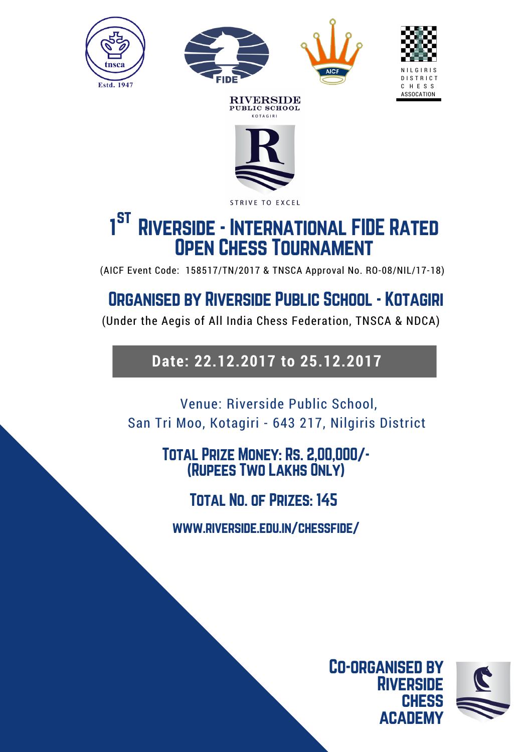tnsca
Estd. 1947

FIDE

AICF

NILGIRIS DISTRICT CHESS ASSOCATION

RIVERSIDE PUBLIC SCHOOL
KOTAGIRI

STRIVE TO EXCEL

# 1ST RIVERSIDE - INTERNATIONAL FIDE RATED OPEN CHESS TOURNAMENT

(AICF Event Code: 158517/TN/2017 & TNSCA Approval No. RO-08/NIL/17-18)

## ORGANISED BY RIVERSIDE PUBLIC SCHOOL - KOTAGIRI

(Under the Aegis of All India Chess Federation, TNSCA & NDCA)

**Date: 22.12.2017 to 25.12.2017**

Venue: Riverside Public School,
San Tri Moo, Kotagiri - 643 217, Nilgiris District

**TOTAL PRIZE MONEY: RS. 2,00,000/-**
**(RUPEES TWO LAKHS ONLY)**

**TOTAL NO. OF PRIZES: 145**

**WWW.RIVERSIDE.EDU.IN/CHESSFIDE/**

**CO-ORGANISED BY RIVERSIDE CHESS ACADEMY**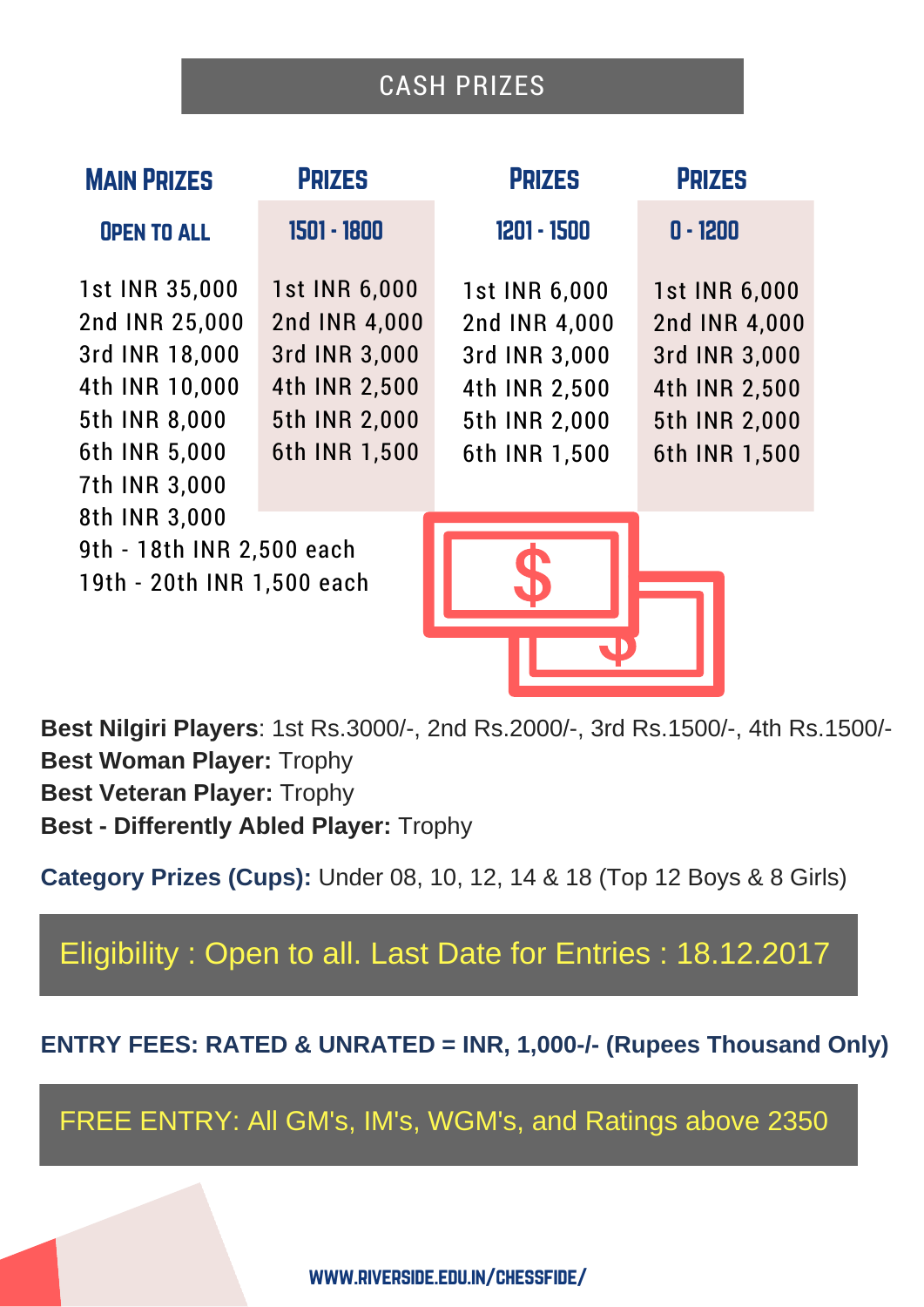## CASH PRIZES

| Main Prizes | Prizes | Prizes | Prizes |
|---|---|---|---|
| Open to All | 1501 - 1800 | 1201 - 1500 | 0 - 1200 |
| 1st INR 35,000 | 1st INR 6,000 | 1st INR 6,000 | 1st INR 6,000 |
| 2nd INR 25,000 | 2nd INR 4,000 | 2nd INR 4,000 | 2nd INR 4,000 |
| 3rd INR 18,000 | 3rd INR 3,000 | 3rd INR 3,000 | 3rd INR 3,000 |
| 4th INR 10,000 | 4th INR 2,500 | 4th INR 2,500 | 4th INR 2,500 |
| 5th INR 8,000 | 5th INR 2,000 | 5th INR 2,000 | 5th INR 2,000 |
| 6th INR 5,000 | 6th INR 1,500 | 6th INR 1,500 | 6th INR 1,500 |
| 7th INR 3,000 | | | |
| 8th INR 3,000 | | | |
| 9th - 18th INR 2,500 each | | | |
| 19th - 20th INR 1,500 each | | | |

**Best Nilgiri Players**: 1st Rs.3000/-, 2nd Rs.2000/-, 3rd Rs.1500/-, 4th Rs.1500/-
**Best Woman Player:** Trophy
**Best Veteran Player:** Trophy
**Best - Differently Abled Player:** Trophy

**Category Prizes (Cups):** Under 08, 10, 12, 14 & 18 (Top 12 Boys & 8 Girls)

Eligibility : Open to all. Last Date for Entries : 18.12.2017

**ENTRY FEES: RATED & UNRATED = INR, 1,000-/- (Rupees Thousand Only)**

FREE ENTRY: All GM's, IM's, WGM's, and Ratings above 2350

WWW.RIVERSIDE.EDU.IN/CHESSFIDE/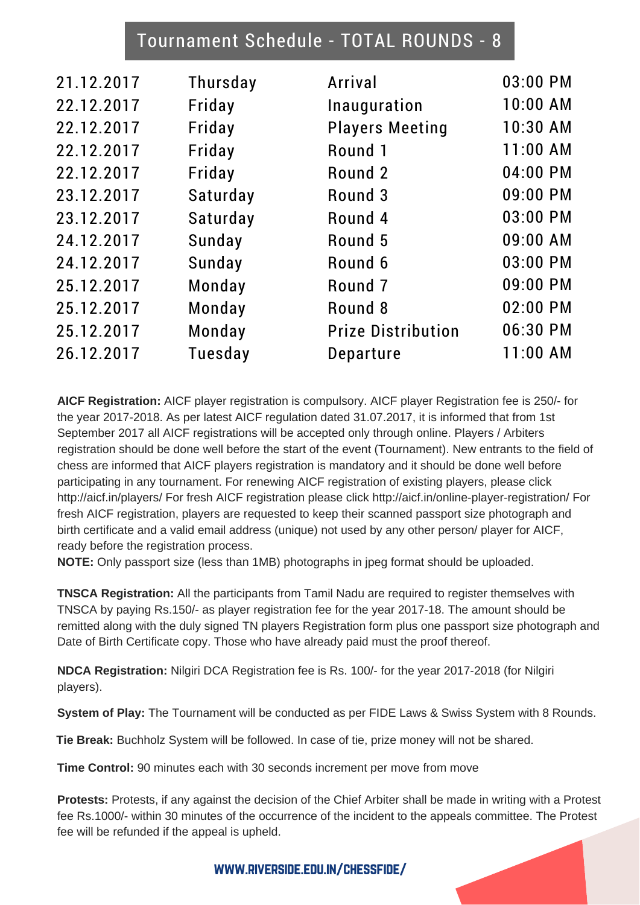## Tournament Schedule - TOTAL ROUNDS - 8

| | | | |
|---|---|---|---|
| 21.12.2017 | Thursday | Arrival | 03:00 PM |
| 22.12.2017 | Friday | Inauguration | 10:00 AM |
| 22.12.2017 | Friday | Players Meeting | 10:30 AM |
| 22.12.2017 | Friday | Round 1 | 11:00 AM |
| 22.12.2017 | Friday | Round 2 | 04:00 PM |
| 23.12.2017 | Saturday | Round 3 | 09:00 PM |
| 23.12.2017 | Saturday | Round 4 | 03:00 PM |
| 24.12.2017 | Sunday | Round 5 | 09:00 AM |
| 24.12.2017 | Sunday | Round 6 | 03:00 PM |
| 25.12.2017 | Monday | Round 7 | 09:00 PM |
| 25.12.2017 | Monday | Round 8 | 02:00 PM |
| 25.12.2017 | Monday | Prize Distribution | 06:30 PM |
| 26.12.2017 | Tuesday | Departure | 11:00 AM |

**AICF Registration:** AICF player registration is compulsory. AICF player Registration fee is 250/- for the year 2017-2018. As per latest AICF regulation dated 31.07.2017, it is informed that from 1st September 2017 all AICF registrations will be accepted only through online. Players / Arbiters registration should be done well before the start of the event (Tournament). New entrants to the field of chess are informed that AICF players registration is mandatory and it should be done well before participating in any tournament. For renewing AICF registration of existing players, please click http://aicf.in/players/ For fresh AICF registration please click http://aicf.in/online-player-registration/ For fresh AICF registration, players are requested to keep their scanned passport size photograph and birth certificate and a valid email address (unique) not used by any other person/ player for AICF, ready before the registration process.

**NOTE:** Only passport size (less than 1MB) photographs in jpeg format should be uploaded.

**TNSCA Registration:** All the participants from Tamil Nadu are required to register themselves with TNSCA by paying Rs.150/- as player registration fee for the year 2017-18. The amount should be remitted along with the duly signed TN players Registration form plus one passport size photograph and Date of Birth Certificate copy. Those who have already paid must the proof thereof.

**NDCA Registration:** Nilgiri DCA Registration fee is Rs. 100/- for the year 2017-2018 (for Nilgiri players).

**System of Play:** The Tournament will be conducted as per FIDE Laws & Swiss System with 8 Rounds.

**Tie Break:** Buchholz System will be followed. In case of tie, prize money will not be shared.

**Time Control:** 90 minutes each with 30 seconds increment per move from move

**Protests:** Protests, if any against the decision of the Chief Arbiter shall be made in writing with a Protest fee Rs.1000/- within 30 minutes of the occurrence of the incident to the appeals committee. The Protest fee will be refunded if the appeal is upheld.

WWW.RIVERSIDE.EDU.IN/CHESSFIDE/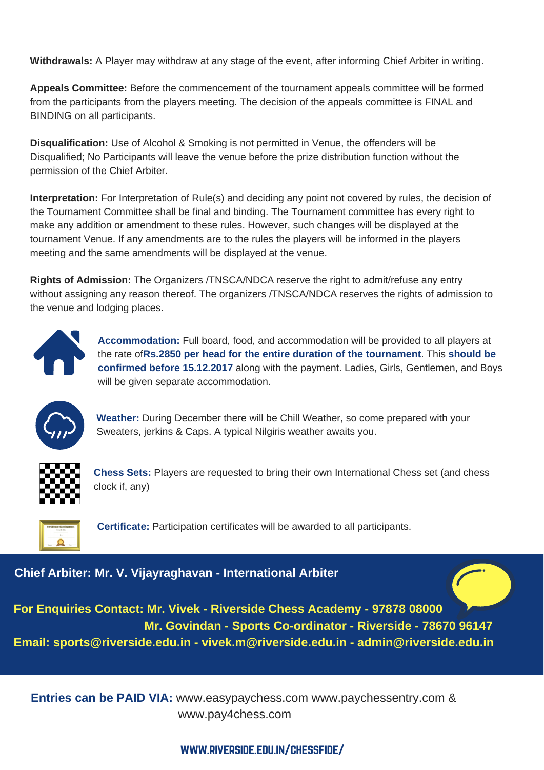**Withdrawals:** A Player may withdraw at any stage of the event, after informing Chief Arbiter in writing.

**Appeals Committee:** Before the commencement of the tournament appeals committee will be formed from the participants from the players meeting. The decision of the appeals committee is FINAL and BINDING on all participants.

**Disqualification:** Use of Alcohol & Smoking is not permitted in Venue, the offenders will be Disqualified; No Participants will leave the venue before the prize distribution function without the permission of the Chief Arbiter.

**Interpretation:** For Interpretation of Rule(s) and deciding any point not covered by rules, the decision of the Tournament Committee shall be final and binding. The Tournament committee has every right to make any addition or amendment to these rules. However, such changes will be displayed at the tournament Venue. If any amendments are to the rules the players will be informed in the players meeting and the same amendments will be displayed at the venue.

**Rights of Admission:** The Organizers /TNSCA/NDCA reserve the right to admit/refuse any entry without assigning any reason thereof. The organizers /TNSCA/NDCA reserves the rights of admission to the venue and lodging places.

**Accommodation:** Full board, food, and accommodation will be provided to all players at the rate of**Rs.2850 per head for the entire duration of the tournament**. This **should be confirmed before 15.12.2017** along with the payment. Ladies, Girls, Gentlemen, and Boys will be given separate accommodation.

**Weather:** During December there will be Chill Weather, so come prepared with your Sweaters, jerkins & Caps. A typical Nilgiris weather awaits you.

**Chess Sets:** Players are requested to bring their own International Chess set (and chess clock if, any)

**Certificate:** Participation certificates will be awarded to all participants.

**Chief Arbiter: Mr. V. Vijayraghavan - International Arbiter**

**For Enquiries Contact: Mr. Vivek - Riverside Chess Academy - 97878 08000**
**Mr. Govindan - Sports Co-ordinator - Riverside - 78670 96147**
**Email: sports@riverside.edu.in - vivek.m@riverside.edu.in - admin@riverside.edu.in**

**Entries can be PAID VIA:** www.easypaychess.com www.paychessentry.com & www.pay4chess.com

**WWW.RIVERSIDE.EDU.IN/CHESSFIDE/**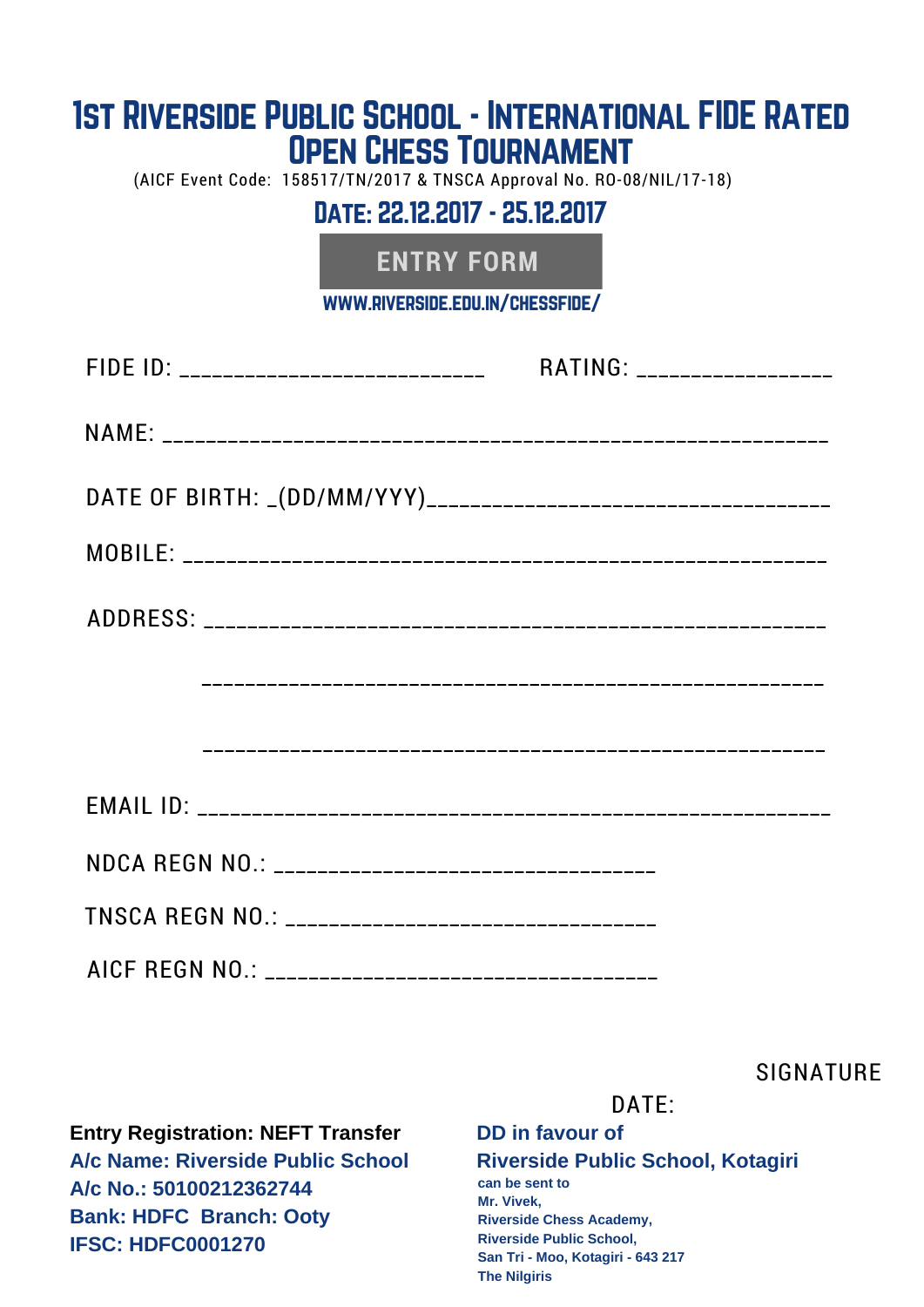# 1ST RIVERSIDE PUBLIC SCHOOL - INTERNATIONAL FIDE RATED OPEN CHESS TOURNAMENT

(AICF Event Code: 158517/TN/2017 & TNSCA Approval No. RO-08/NIL/17-18)

## DATE: 22.12.2017 - 25.12.2017

**ENTRY FORM**

WWW.RIVERSIDE.EDU.IN/CHESSFIDE/

FIDE ID: ___________________________ RATING: _________________

NAME: ___________________________________________________________

DATE OF BIRTH: _(DD/MM/YYY)__________________________________

MOBILE: _________________________________________________________

ADDRESS: _______________________________________________________

_______________________________________________________

_______________________________________________________

EMAIL ID: _______________________________________________________

NDCA REGN NO.: _________________________________

TNSCA REGN NO.: ________________________________

AICF REGN NO.: _________________________________

SIGNATURE

DATE:

**Entry Registration: NEFT Transfer**
**A/c Name: Riverside Public School**
**A/c No.: 50100212362744**
**Bank: HDFC Branch: Ooty**
**IFSC: HDFC0001270**

**DD in favour of**
**Riverside Public School, Kotagiri**
**can be sent to**
**Mr. Vivek,**
**Riverside Chess Academy,**
**Riverside Public School,**
**San Tri - Moo, Kotagiri - 643 217**
**The Nilgiris**